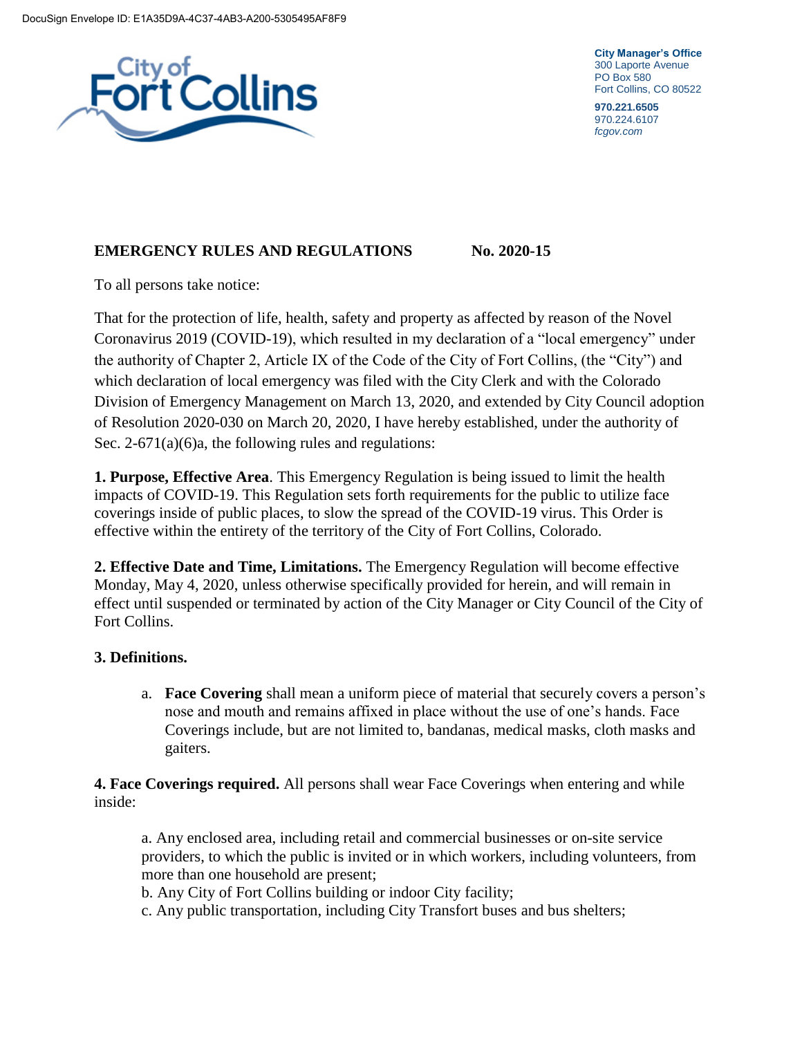DocuSign Envelope ID: E1A35D9A-4C37-4AB3-A200-5305495AF8F9

**City Manager's Office**
300 Laporte Avenue
PO Box 580
Fort Collins, CO 80522

**970.221.6505**
970.224.6107
*fcgov.com*

**EMERGENCY RULES AND REGULATIONS No. 2020-15**

To all persons take notice:

That for the protection of life, health, safety and property as affected by reason of the Novel Coronavirus 2019 (COVID-19), which resulted in my declaration of a "local emergency" under the authority of Chapter 2, Article IX of the Code of the City of Fort Collins, (the "City") and which declaration of local emergency was filed with the City Clerk and with the Colorado Division of Emergency Management on March 13, 2020, and extended by City Council adoption of Resolution 2020-030 on March 20, 2020, I have hereby established, under the authority of Sec. 2-671(a)(6)a, the following rules and regulations:

**1. Purpose, Effective Area**. This Emergency Regulation is being issued to limit the health impacts of COVID-19. This Regulation sets forth requirements for the public to utilize face coverings inside of public places, to slow the spread of the COVID-19 virus. This Order is effective within the entirety of the territory of the City of Fort Collins, Colorado.

**2. Effective Date and Time, Limitations.** The Emergency Regulation will become effective Monday, May 4, 2020, unless otherwise specifically provided for herein, and will remain in effect until suspended or terminated by action of the City Manager or City Council of the City of Fort Collins.

**3. Definitions.**

a. **Face Covering** shall mean a uniform piece of material that securely covers a person's nose and mouth and remains affixed in place without the use of one's hands. Face Coverings include, but are not limited to, bandanas, medical masks, cloth masks and gaiters.

**4. Face Coverings required.** All persons shall wear Face Coverings when entering and while inside:

a. Any enclosed area, including retail and commercial businesses or on-site service providers, to which the public is invited or in which workers, including volunteers, from more than one household are present;
b. Any City of Fort Collins building or indoor City facility;
c. Any public transportation, including City Transfort buses and bus shelters;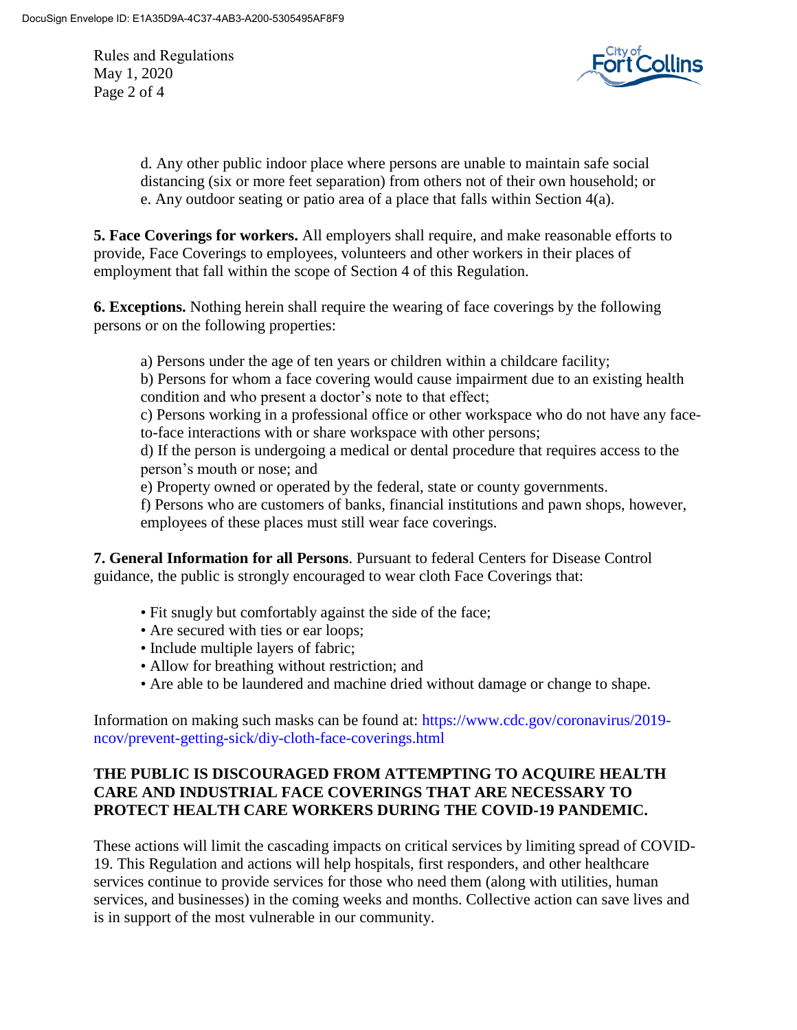d. Any other public indoor place where persons are unable to maintain safe social distancing (six or more feet separation) from others not of their own household; or
e. Any outdoor seating or patio area of a place that falls within Section 4(a).

**5. Face Coverings for workers.** All employers shall require, and make reasonable efforts to provide, Face Coverings to employees, volunteers and other workers in their places of employment that fall within the scope of Section 4 of this Regulation.

**6. Exceptions.** Nothing herein shall require the wearing of face coverings by the following persons or on the following properties:

a) Persons under the age of ten years or children within a childcare facility;
b) Persons for whom a face covering would cause impairment due to an existing health condition and who present a doctor's note to that effect;
c) Persons working in a professional office or other workspace who do not have any face-to-face interactions with or share workspace with other persons;
d) If the person is undergoing a medical or dental procedure that requires access to the person's mouth or nose; and
e) Property owned or operated by the federal, state or county governments.
f) Persons who are customers of banks, financial institutions and pawn shops, however, employees of these places must still wear face coverings.

**7. General Information for all Persons**. Pursuant to federal Centers for Disease Control guidance, the public is strongly encouraged to wear cloth Face Coverings that:

- Fit snugly but comfortably against the side of the face;
- Are secured with ties or ear loops;
- Include multiple layers of fabric;
- Allow for breathing without restriction; and
- Are able to be laundered and machine dried without damage or change to shape.

Information on making such masks can be found at: https://www.cdc.gov/coronavirus/2019-ncov/prevent-getting-sick/diy-cloth-face-coverings.html

**THE PUBLIC IS DISCOURAGED FROM ATTEMPTING TO ACQUIRE HEALTH CARE AND INDUSTRIAL FACE COVERINGS THAT ARE NECESSARY TO PROTECT HEALTH CARE WORKERS DURING THE COVID-19 PANDEMIC.**

These actions will limit the cascading impacts on critical services by limiting spread of COVID-19. This Regulation and actions will help hospitals, first responders, and other healthcare services continue to provide services for those who need them (along with utilities, human services, and businesses) in the coming weeks and months. Collective action can save lives and is in support of the most vulnerable in our community.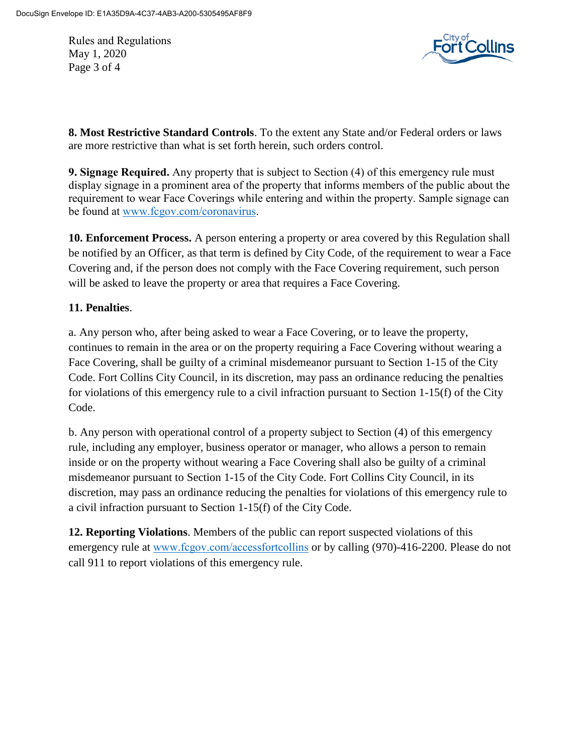**8. Most Restrictive Standard Controls**. To the extent any State and/or Federal orders or laws are more restrictive than what is set forth herein, such orders control.

**9. Signage Required.** Any property that is subject to Section (4) of this emergency rule must display signage in a prominent area of the property that informs members of the public about the requirement to wear Face Coverings while entering and within the property. Sample signage can be found at www.fcgov.com/coronavirus.

**10. Enforcement Process.** A person entering a property or area covered by this Regulation shall be notified by an Officer, as that term is defined by City Code, of the requirement to wear a Face Covering and, if the person does not comply with the Face Covering requirement, such person will be asked to leave the property or area that requires a Face Covering.

**11. Penalties**.

a. Any person who, after being asked to wear a Face Covering, or to leave the property, continues to remain in the area or on the property requiring a Face Covering without wearing a Face Covering, shall be guilty of a criminal misdemeanor pursuant to Section 1-15 of the City Code. Fort Collins City Council, in its discretion, may pass an ordinance reducing the penalties for violations of this emergency rule to a civil infraction pursuant to Section 1-15(f) of the City Code.

b. Any person with operational control of a property subject to Section (4) of this emergency rule, including any employer, business operator or manager, who allows a person to remain inside or on the property without wearing a Face Covering shall also be guilty of a criminal misdemeanor pursuant to Section 1-15 of the City Code. Fort Collins City Council, in its discretion, may pass an ordinance reducing the penalties for violations of this emergency rule to a civil infraction pursuant to Section 1-15(f) of the City Code.

**12. Reporting Violations**. Members of the public can report suspected violations of this emergency rule at www.fcgov.com/accessfortcollins or by calling (970)-416-2200. Please do not call 911 to report violations of this emergency rule.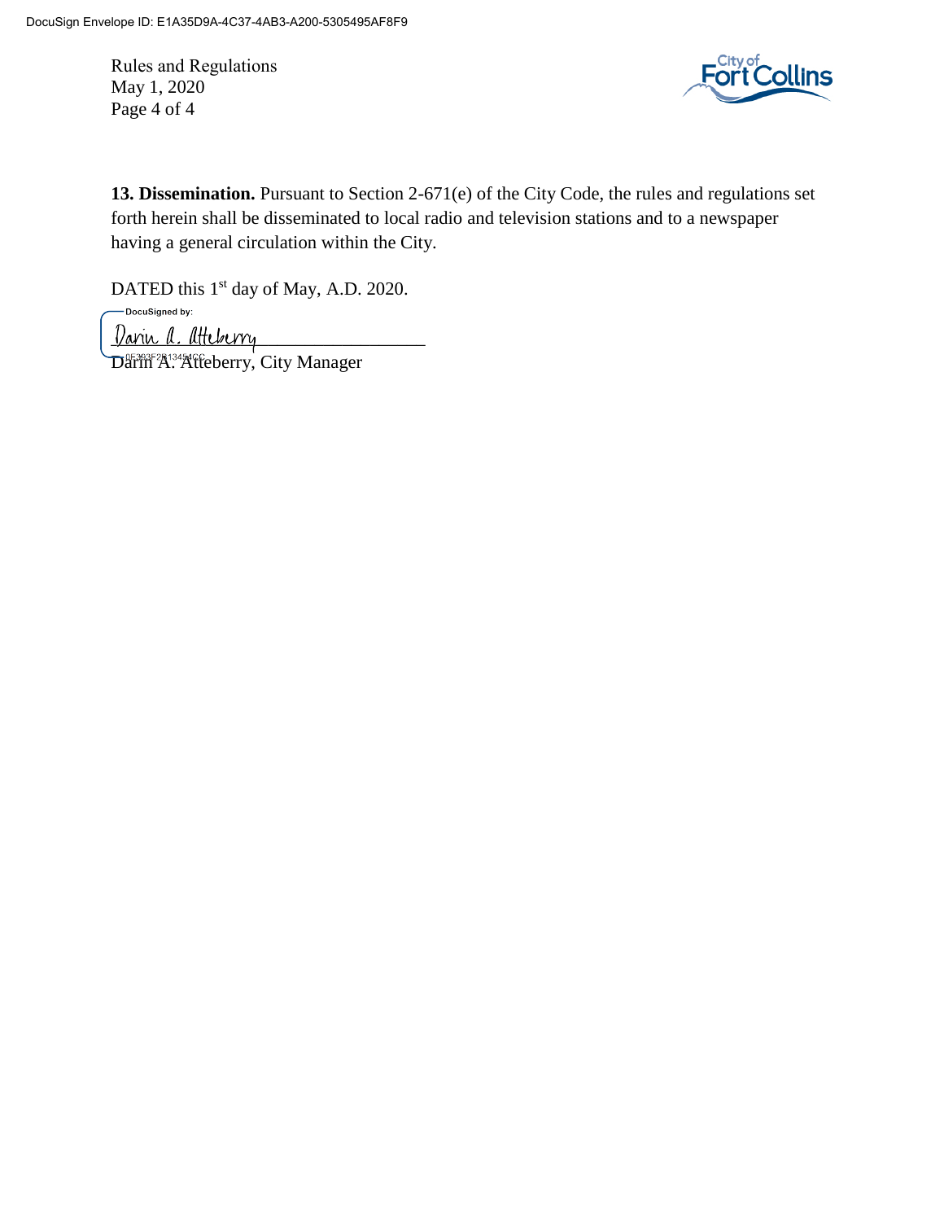**13. Dissemination.** Pursuant to Section 2-671(e) of the City Code, the rules and regulations set forth herein shall be disseminated to local radio and television stations and to a newspaper having a general circulation within the City.

DATED this 1st day of May, A.D. 2020.

DocuSigned by:

Darin A. Atteberry

Darin A. Atteberry, City Manager